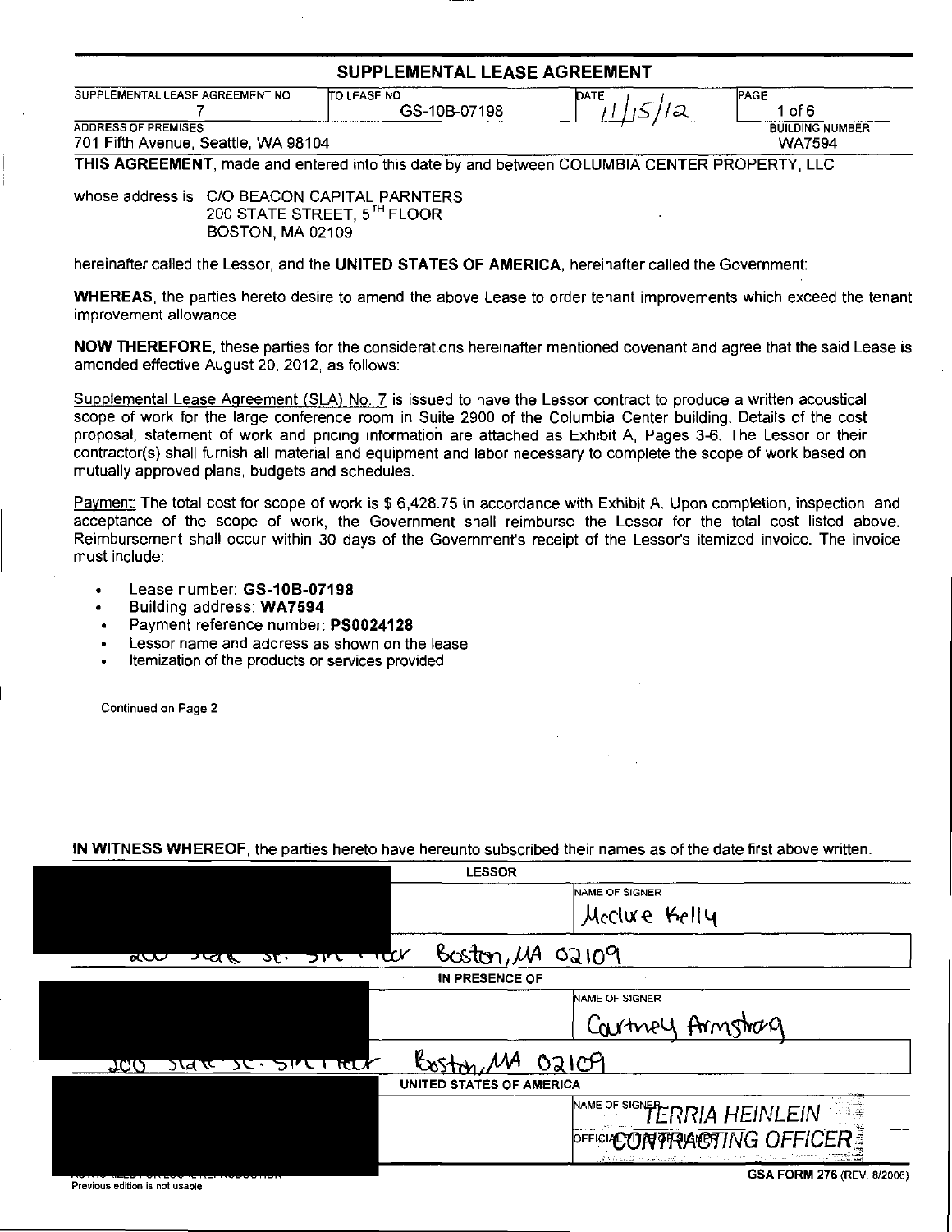# SUPPLEMENTAL LEASE AGREEMENT

| SUPPLEMENTAL LEASE AGREEMENT NO. | TO LEASE NO. | DATE | PAGE |
|---|---|---|---|
| 7 | GS-10B-07198 | 11/15/12 | 1 of 6 |

| ADDRESS OF PREMISES | BUILDING NUMBER |
|---|---|
| 701 Fifth Avenue, Seattle, WA 98104 | WA7594 |

**THIS AGREEMENT**, made and entered into this date by and between COLUMBIA CENTER PROPERTY, LLC

whose address is C/O BEACON CAPITAL PARNTERS
200 STATE STREET, 5TH FLOOR
BOSTON, MA 02109

hereinafter called the Lessor, and the **UNITED STATES OF AMERICA**, hereinafter called the Government:

**WHEREAS**, the parties hereto desire to amend the above Lease to order tenant improvements which exceed the tenant improvement allowance.

**NOW THEREFORE**, these parties for the considerations hereinafter mentioned covenant and agree that the said Lease is amended effective August 20, 2012, as follows:

Supplemental Lease Agreement (SLA) No. 7 is issued to have the Lessor contract to produce a written acoustical scope of work for the large conference room in Suite 2900 of the Columbia Center building. Details of the cost proposal, statement of work and pricing information are attached as Exhibit A, Pages 3-6. The Lessor or their contractor(s) shall furnish all material and equipment and labor necessary to complete the scope of work based on mutually approved plans, budgets and schedules.

Payment: The total cost for scope of work is $ 6,428.75 in accordance with Exhibit A. Upon completion, inspection, and acceptance of the scope of work, the Government shall reimburse the Lessor for the total cost listed above. Reimbursement shall occur within 30 days of the Government's receipt of the Lessor's itemized invoice. The invoice must include:

- Lease number: **GS-10B-07198**
- Building address: **WA7594**
- Payment reference number: **PS0024128**
- Lessor name and address as shown on the lease
- Itemization of the products or services provided

Continued on Page 2

**IN WITNESS WHEREOF**, the parties hereto have hereunto subscribed their names as of the date first above written.

**LESSOR**

| | NAME OF SIGNER |
|---|---|
| | Mcclure Kelly |

200 State St. 5th Floor Boston, MA 02109

**IN PRESENCE OF**

| | NAME OF SIGNER |
|---|---|
| | Courtney Armstrong |

200 State St. 5th Floor Boston, MA 02109

**UNITED STATES OF AMERICA**

| | NAME OF SIGNER |
|---|---|
| | TERRIA HEINLEIN |
| | OFFICIAL TITLE OF SIGNER: CONTRACTING OFFICER |

Previous edition is not usable

**GSA FORM 276** (REV. 8/2006)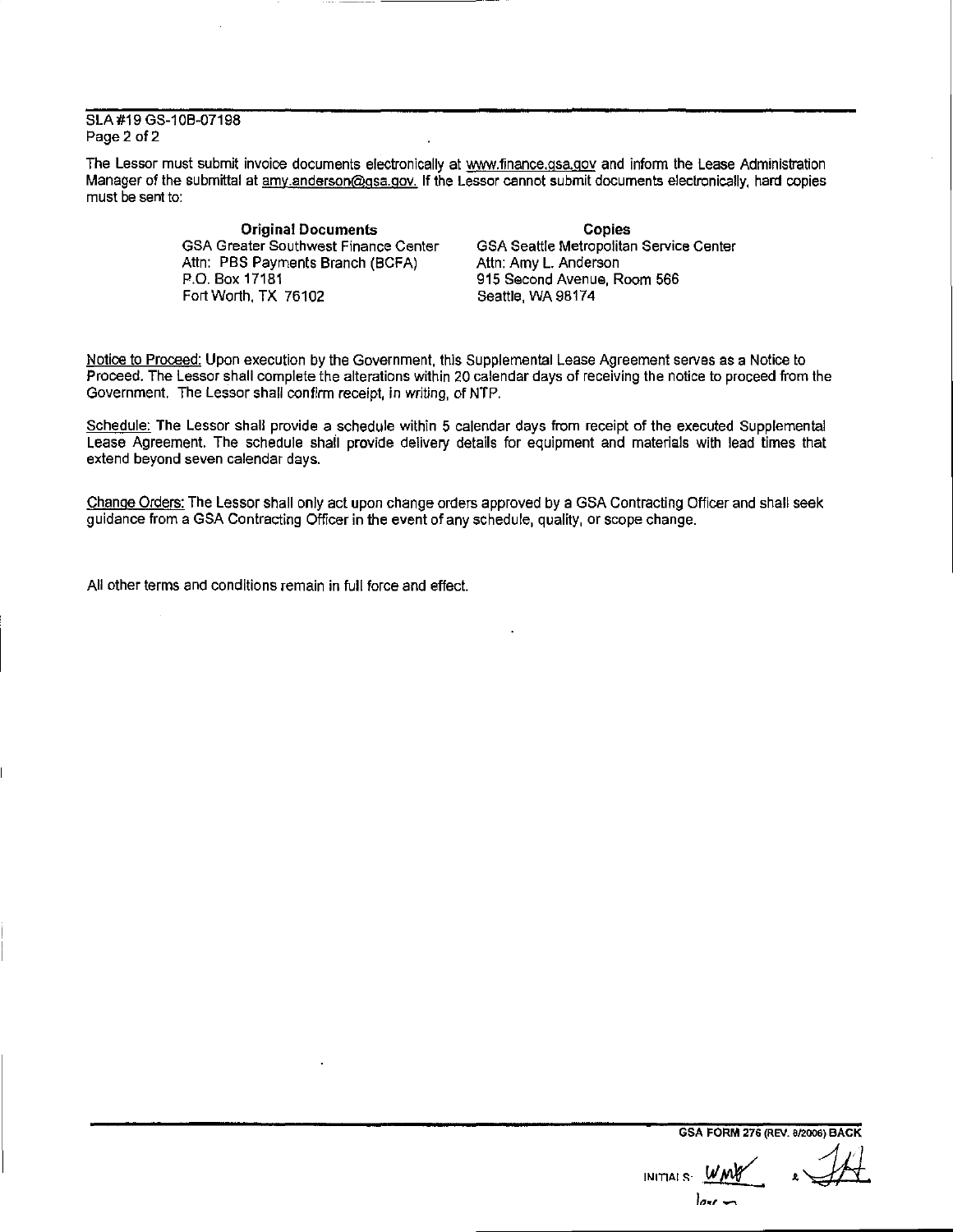SLA #19 GS-10B-07198
Page 2 of 2

The Lessor must submit invoice documents electronically at www.finance.gsa.gov and inform the Lease Administration Manager of the submittal at amy.anderson@gsa.gov. If the Lessor cannot submit documents electronically, hard copies must be sent to:

| Original Documents | Copies |
| --- | --- |
| GSA Greater Southwest Finance Center | GSA Seattle Metropolitan Service Center |
| Attn: PBS Payments Branch (BCFA) | Attn: Amy L. Anderson |
| P.O. Box 17181 | 915 Second Avenue, Room 566 |
| Fort Worth, TX 76102 | Seattle, WA 98174 |

Notice to Proceed: Upon execution by the Government, this Supplemental Lease Agreement serves as a Notice to Proceed. The Lessor shall complete the alterations within 20 calendar days of receiving the notice to proceed from the Government. The Lessor shall confirm receipt, in writing, of NTP.

Schedule: The Lessor shall provide a schedule within 5 calendar days from receipt of the executed Supplemental Lease Agreement. The schedule shall provide delivery details for equipment and materials with lead times that extend beyond seven calendar days.

Change Orders: The Lessor shall only act upon change orders approved by a GSA Contracting Officer and shall seek guidance from a GSA Contracting Officer in the event of any schedule, quality, or scope change.

All other terms and conditions remain in full force and effect.

GSA FORM 276 (REV. 8/2006) BACK

INITIALS: WMF & JH